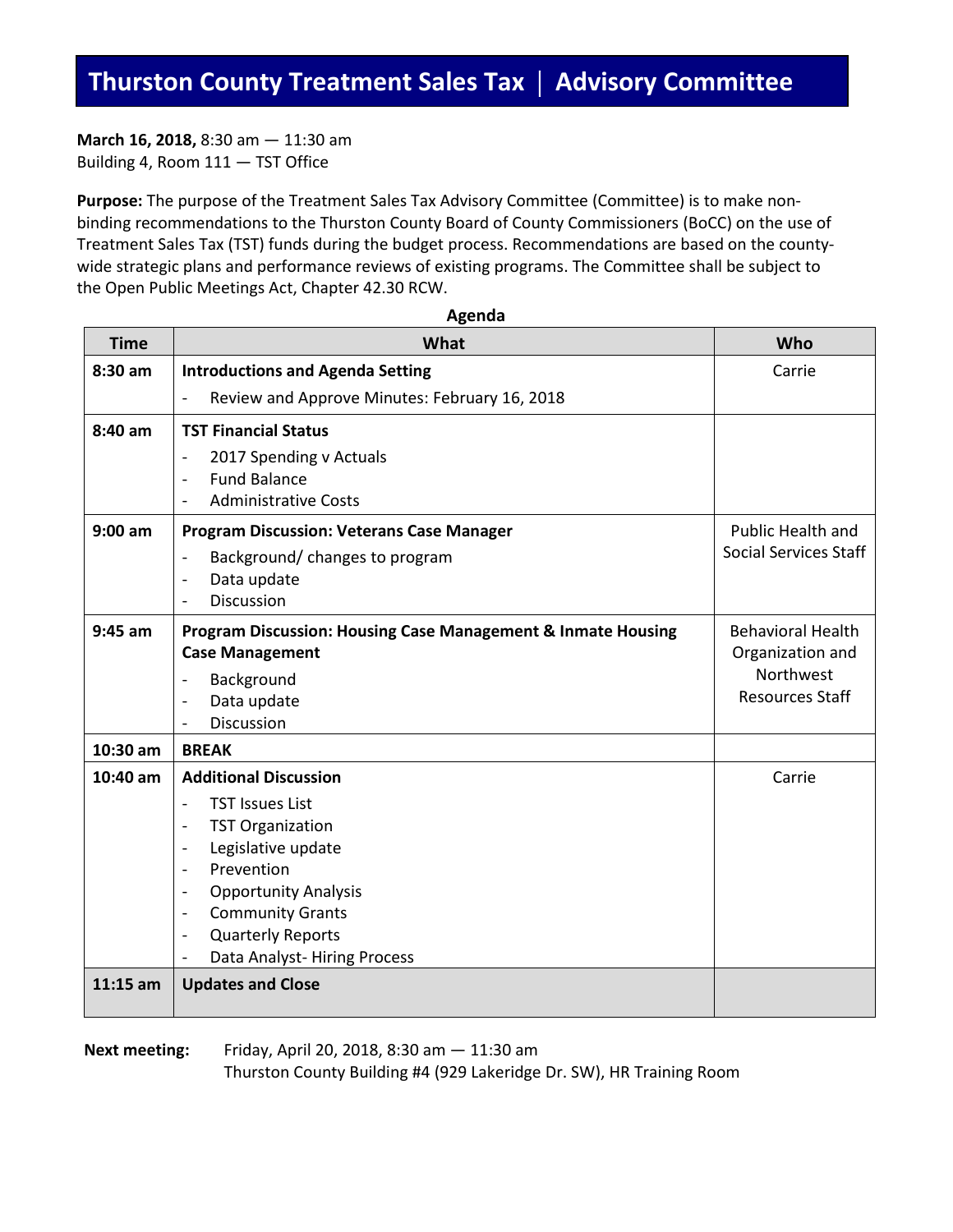# Thurston County Treatment Sales Tax | Advisory Committee

**March 16, 2018,** 8:30 am — 11:30 am
Building 4, Room 111 — TST Office

**Purpose:** The purpose of the Treatment Sales Tax Advisory Committee (Committee) is to make non-binding recommendations to the Thurston County Board of County Commissioners (BoCC) on the use of Treatment Sales Tax (TST) funds during the budget process. Recommendations are based on the county-wide strategic plans and performance reviews of existing programs. The Committee shall be subject to the Open Public Meetings Act, Chapter 42.30 RCW.

**Agenda**

| Time | What | Who |
|---|---|---|
| 8:30 am | **Introductions and Agenda Setting**<br>- Review and Approve Minutes: February 16, 2018 | Carrie |
| 8:40 am | **TST Financial Status**<br>- 2017 Spending v Actuals<br>- Fund Balance<br>- Administrative Costs | |
| 9:00 am | **Program Discussion: Veterans Case Manager**<br>- Background/ changes to program<br>- Data update<br>- Discussion | Public Health and Social Services Staff |
| 9:45 am | **Program Discussion: Housing Case Management & Inmate Housing Case Management**<br>- Background<br>- Data update<br>- Discussion | Behavioral Health Organization and Northwest Resources Staff |
| 10:30 am | **BREAK** | |
| 10:40 am | **Additional Discussion**<br>- TST Issues List<br>- TST Organization<br>- Legislative update<br>- Prevention<br>- Opportunity Analysis<br>- Community Grants<br>- Quarterly Reports<br>- Data Analyst- Hiring Process | Carrie |
| 11:15 am | **Updates and Close** | |

**Next meeting:** Friday, April 20, 2018, 8:30 am — 11:30 am
Thurston County Building #4 (929 Lakeridge Dr. SW), HR Training Room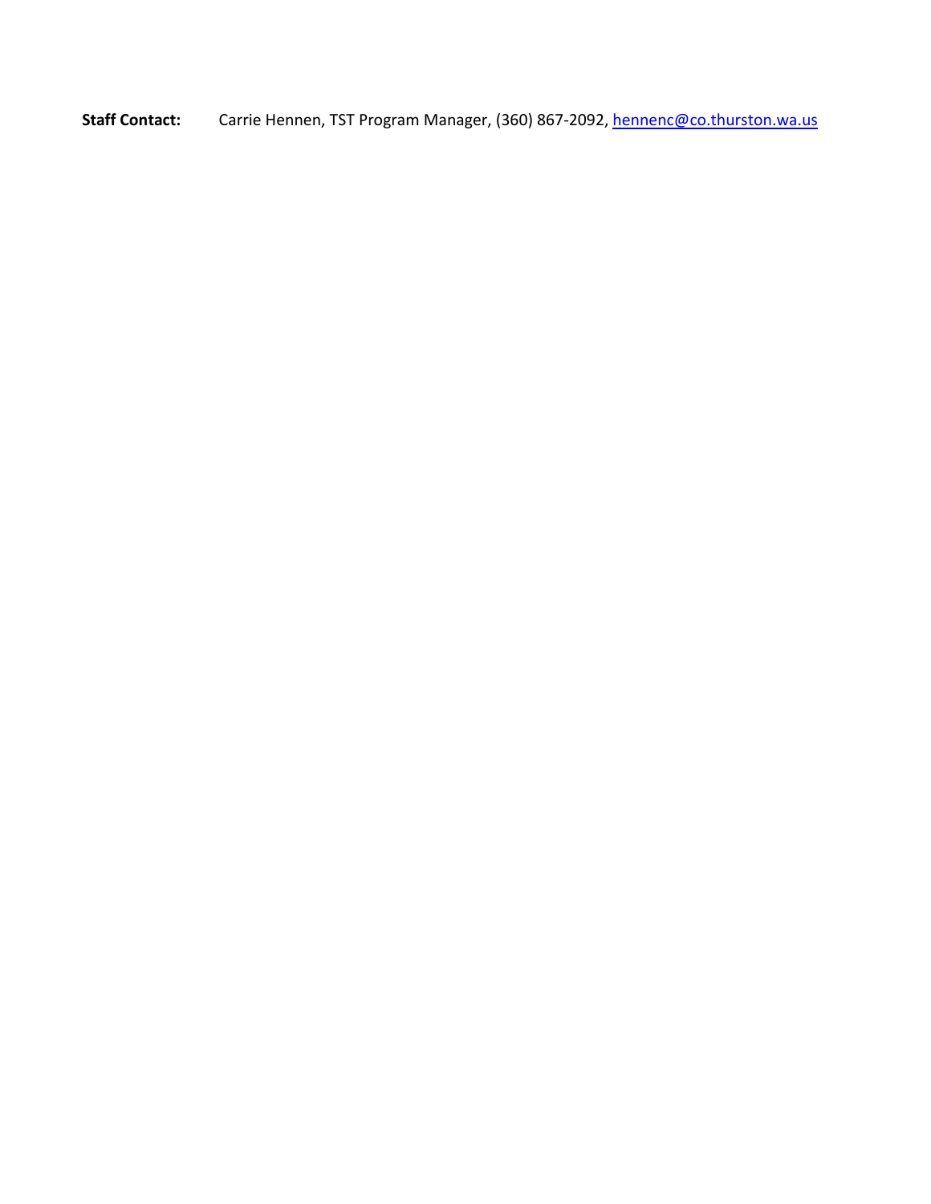**Staff Contact:** Carrie Hennen, TST Program Manager, (360) 867-2092, hennenc@co.thurston.wa.us